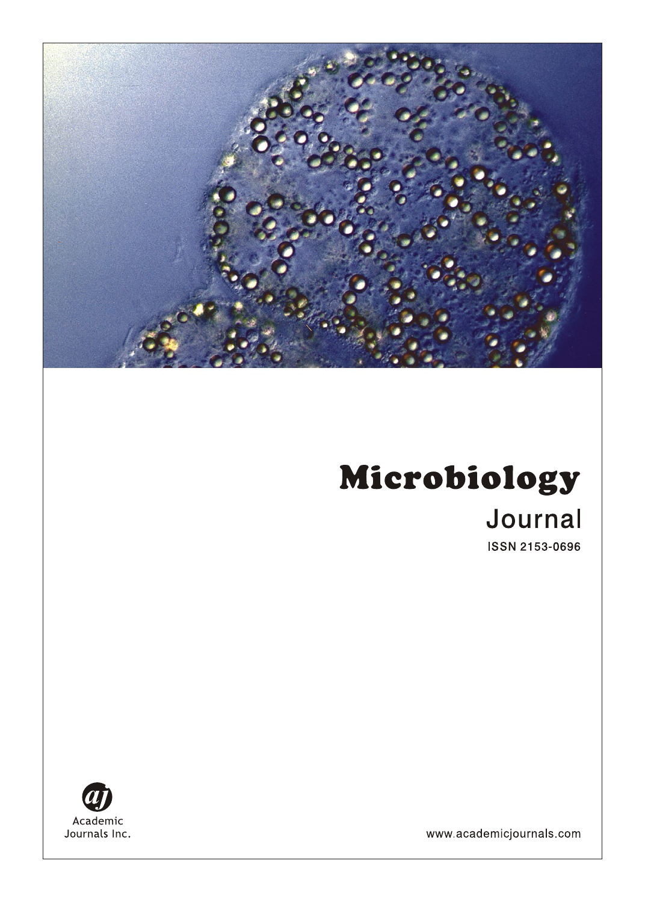# Microbiology

## Journal

ISSN 2153-0696

Academic Journals Inc.

www.academicjournals.com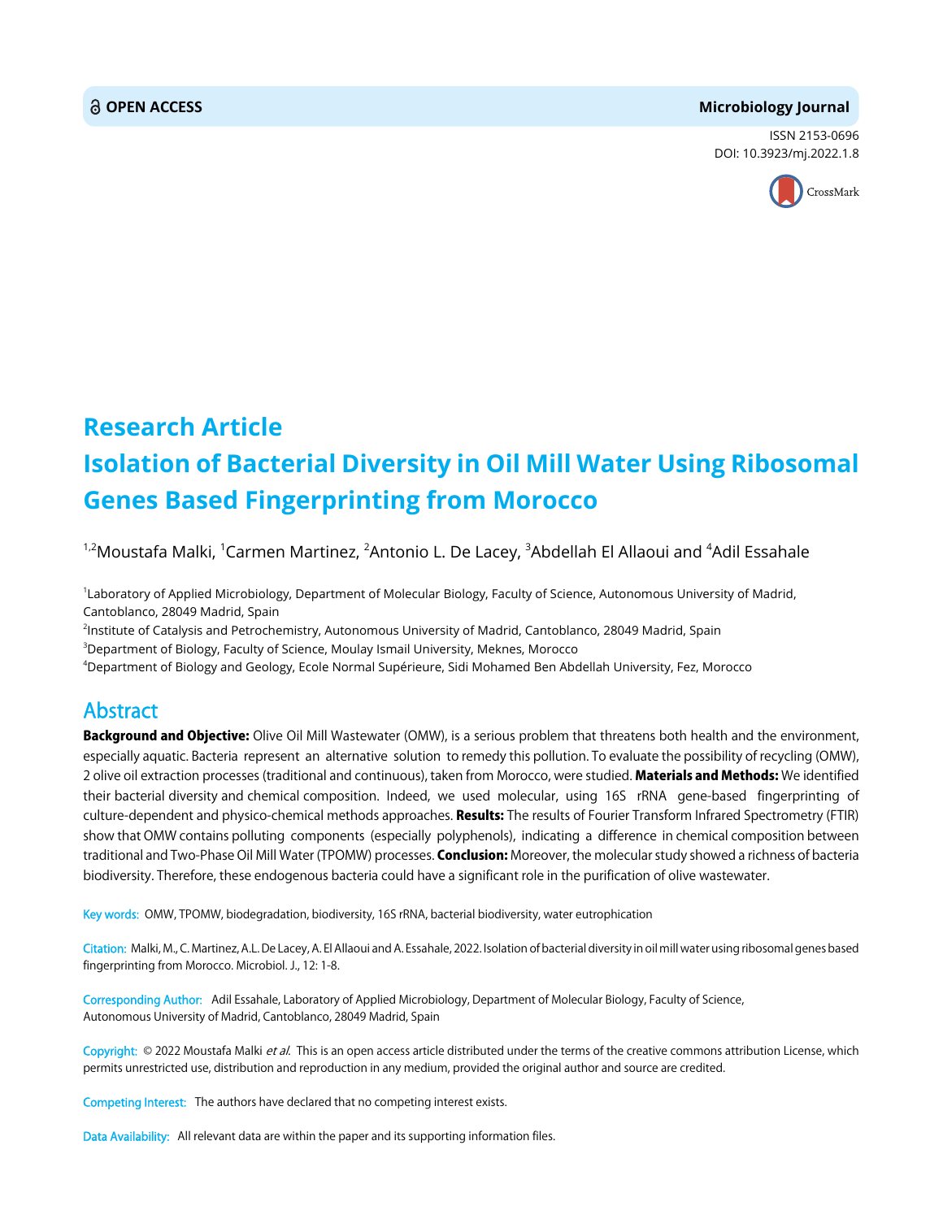# Research Article

# Isolation of Bacterial Diversity in Oil Mill Water Using Ribosomal Genes Based Fingerprinting from Morocco

[1,2]Moustafa Malki, [1]Carmen Martinez, [2]Antonio L. De Lacey, [3]Abdellah El Allaoui and [4]Adil Essahale

[1]Laboratory of Applied Microbiology, Department of Molecular Biology, Faculty of Science, Autonomous University of Madrid, Cantoblanco, 28049 Madrid, Spain

[2]Institute of Catalysis and Petrochemistry, Autonomous University of Madrid, Cantoblanco, 28049 Madrid, Spain

[3]Department of Biology, Faculty of Science, Moulay Ismail University, Meknes, Morocco

[4]Department of Biology and Geology, Ecole Normal Supérieure, Sidi Mohamed Ben Abdellah University, Fez, Morocco

## Abstract

**Background and Objective:** Olive Oil Mill Wastewater (OMW), is a serious problem that threatens both health and the environment, especially aquatic. Bacteria represent an alternative solution to remedy this pollution. To evaluate the possibility of recycling (OMW), 2 olive oil extraction processes (traditional and continuous), taken from Morocco, were studied. **Materials and Methods:** We identified their bacterial diversity and chemical composition. Indeed, we used molecular, using 16S rRNA gene-based fingerprinting of culture-dependent and physico-chemical methods approaches. **Results:** The results of Fourier Transform Infrared Spectrometry (FTIR) show that OMW contains polluting components (especially polyphenols), indicating a difference in chemical composition between traditional and Two-Phase Oil Mill Water (TPOMW) processes. **Conclusion:** Moreover, the molecular study showed a richness of bacteria biodiversity. Therefore, these endogenous bacteria could have a significant role in the purification of olive wastewater.

**Key words:** OMW, TPOMW, biodegradation, biodiversity, 16S rRNA, bacterial biodiversity, water eutrophication

**Citation:** Malki, M., C. Martinez, A.L. De Lacey, A. El Allaoui and A. Essahale, 2022. Isolation of bacterial diversity in oil mill water using ribosomal genes based fingerprinting from Morocco. Microbiol. J., 12: 1-8.

**Corresponding Author:** Adil Essahale, Laboratory of Applied Microbiology, Department of Molecular Biology, Faculty of Science, Autonomous University of Madrid, Cantoblanco, 28049 Madrid, Spain

**Copyright:** © 2022 Moustafa Malki *et al.* This is an open access article distributed under the terms of the creative commons attribution License, which permits unrestricted use, distribution and reproduction in any medium, provided the original author and source are credited.

**Competing Interest:** The authors have declared that no competing interest exists.

**Data Availability:** All relevant data are within the paper and its supporting information files.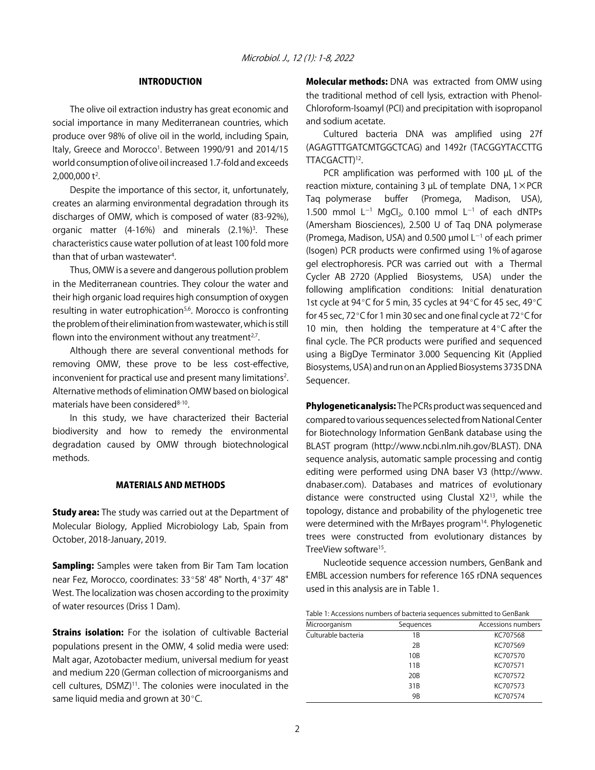## INTRODUCTION

The olive oil extraction industry has great economic and social importance in many Mediterranean countries, which produce over 98% of olive oil in the world, including Spain, Italy, Greece and Morocco[1]. Between 1990/91 and 2014/15 world consumption of olive oil increased 1.7-fold and exceeds 2,000,000 t[2].

Despite the importance of this sector, it, unfortunately, creates an alarming environmental degradation through its discharges of OMW, which is composed of water (83-92%), organic matter (4-16%) and minerals (2.1%)[3]. These characteristics cause water pollution of at least 100 fold more than that of urban wastewater[4].

Thus, OMW is a severe and dangerous pollution problem in the Mediterranean countries. They colour the water and their high organic load requires high consumption of oxygen resulting in water eutrophication[5,6]. Morocco is confronting the problem of their elimination from wastewater, which is still flown into the environment without any treatment[2,7].

Although there are several conventional methods for removing OMW, these prove to be less cost-effective, inconvenient for practical use and present many limitations[2]. Alternative methods of elimination OMW based on biological materials have been considered[8-10].

In this study, we have characterized their Bacterial biodiversity and how to remedy the environmental degradation caused by OMW through biotechnological methods.

## MATERIALS AND METHODS

**Study area:** The study was carried out at the Department of Molecular Biology, Applied Microbiology Lab, Spain from October, 2018-January, 2019.

**Sampling:** Samples were taken from Bir Tam Tam location near Fez, Morocco, coordinates: 33°58' 48" North, 4°37' 48" West. The localization was chosen according to the proximity of water resources (Driss 1 Dam).

**Strains isolation:** For the isolation of cultivable Bacterial populations present in the OMW, 4 solid media were used: Malt agar, Azotobacter medium, universal medium for yeast and medium 220 (German collection of microorganisms and cell cultures, DSMZ)[11]. The colonies were inoculated in the same liquid media and grown at 30°C.

**Molecular methods:** DNA was extracted from OMW using the traditional method of cell lysis, extraction with Phenol-Chloroform-Isoamyl (PCI) and precipitation with isopropanol and sodium acetate.

Cultured bacteria DNA was amplified using 27f (AGAGTTTGATCMTGGCTCAG) and 1492r (TACGGYTACCTTG TTACGACTT)[12].

PCR amplification was performed with 100 μL of the reaction mixture, containing 3 μL of template DNA, 1×PCR Taq polymerase buffer (Promega, Madison, USA), 1.500 mmol $L^{-1}$ $MgCl_2$, 0.100 mmol $L^{-1}$ of each dNTPs (Amersham Biosciences), 2.500 U of Taq DNA polymerase (Promega, Madison, USA) and 0.500 μmol $L^{-1}$ of each primer (Isogen) PCR products were confirmed using 1% of agarose gel electrophoresis. PCR was carried out with a Thermal Cycler AB 2720 (Applied Biosystems, USA) under the following amplification conditions: Initial denaturation 1st cycle at 94°C for 5 min, 35 cycles at 94°C for 45 sec, 49°C for 45 sec, 72°C for 1 min 30 sec and one final cycle at 72°C for 10 min, then holding the temperature at 4°C after the final cycle. The PCR products were purified and sequenced using a BigDye Terminator 3.000 Sequencing Kit (Applied Biosystems, USA) and run on an Applied Biosystems 373S DNA Sequencer.

**Phylogenetic analysis:** The PCRs product was sequenced and compared to various sequences selected from National Center for Biotechnology Information GenBank database using the BLAST program (http://www.ncbi.nlm.nih.gov/BLAST). DNA sequence analysis, automatic sample processing and contig editing were performed using DNA baser V3 (http://www.dnabaser.com). Databases and matrices of evolutionary distance were constructed using Clustal X2[13], while the topology, distance and probability of the phylogenetic tree were determined with the MrBayes program[14]. Phylogenetic trees were constructed from evolutionary distances by TreeView software[15].

Nucleotide sequence accession numbers, GenBank and EMBL accession numbers for reference 16S rDNA sequences used in this analysis are in Table 1.

Table 1: Accessions numbers of bacteria sequences submitted to GenBank

| Microorganism | Sequences | Accessions numbers |
|---|---|---|
| Culturable bacteria | 1B | KC707568 |
| | 2B | KC707569 |
| | 10B | KC707570 |
| | 11B | KC707571 |
| | 20B | KC707572 |
| | 31B | KC707573 |
| | 9B | KC707574 |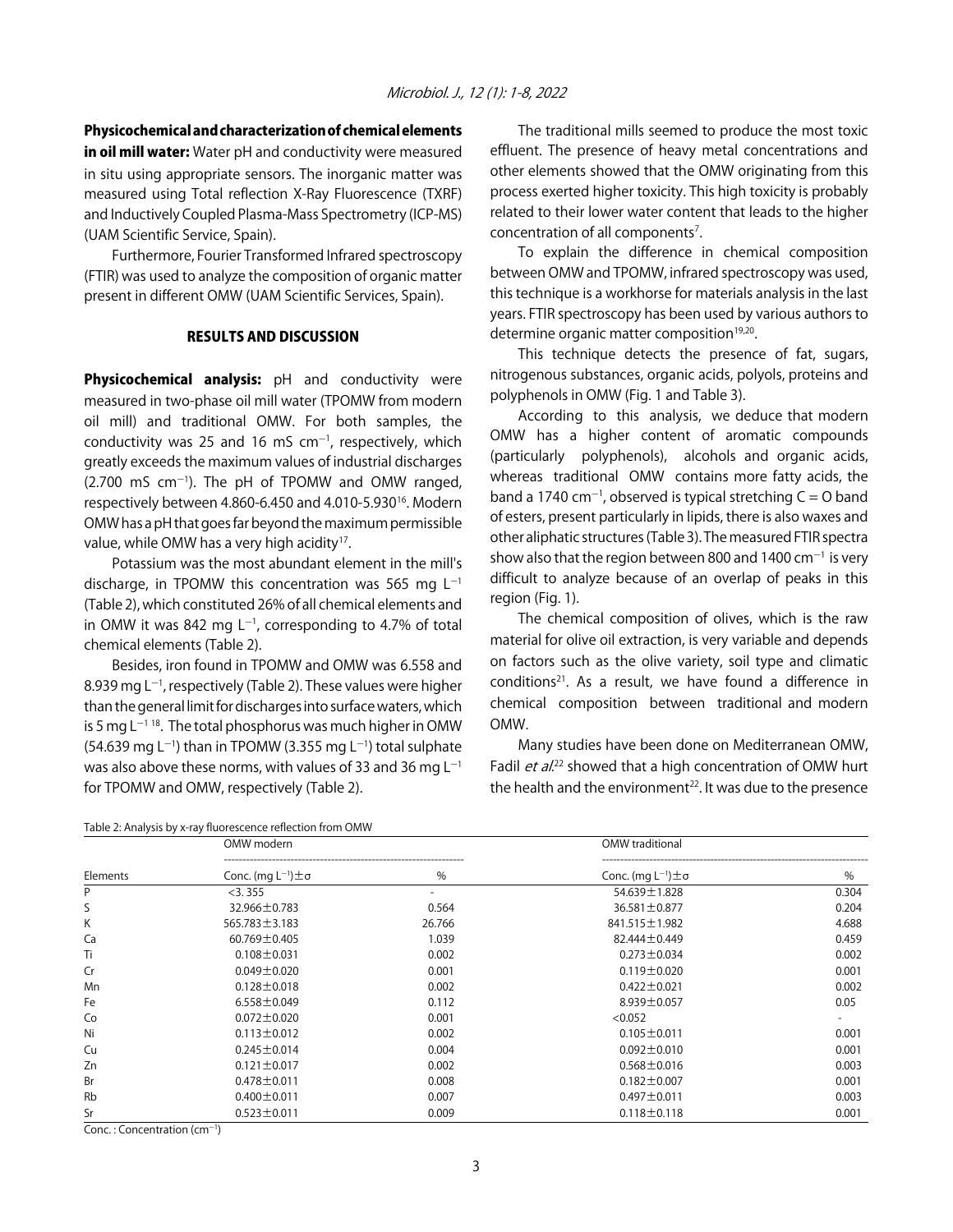**Physicochemical and characterization of chemical elements in oil mill water:** Water pH and conductivity were measured in situ using appropriate sensors. The inorganic matter was measured using Total reflection X-Ray Fluorescence (TXRF) and Inductively Coupled Plasma-Mass Spectrometry (ICP-MS) (UAM Scientific Service, Spain).

Furthermore, Fourier Transformed Infrared spectroscopy (FTIR) was used to analyze the composition of organic matter present in different OMW (UAM Scientific Services, Spain).

## RESULTS AND DISCUSSION

**Physicochemical analysis:** pH and conductivity were measured in two-phase oil mill water (TPOMW from modern oil mill) and traditional OMW. For both samples, the conductivity was 25 and 16 mS $cm^{-1}$, respectively, which greatly exceeds the maximum values of industrial discharges (2.700 mS $cm^{-1}$). The pH of TPOMW and OMW ranged, respectively between 4.860-6.450 and 4.010-5.930[16]. Modern OMW has a pH that goes far beyond the maximum permissible value, while OMW has a very high acidity[17].

Potassium was the most abundant element in the mill's discharge, in TPOMW this concentration was 565 mg $L^{-1}$ (Table 2), which constituted 26% of all chemical elements and in OMW it was 842 mg $L^{-1}$, corresponding to 4.7% of total chemical elements (Table 2).

Besides, iron found in TPOMW and OMW was 6.558 and 8.939 mg $L^{-1}$, respectively (Table 2). These values were higher than the general limit for discharges into surface waters, which is 5 mg $L^{-1}$ [18]. The total phosphorus was much higher in OMW (54.639 mg $L^{-1}$) than in TPOMW (3.355 mg $L^{-1}$) total sulphate was also above these norms, with values of 33 and 36 mg $L^{-1}$ for TPOMW and OMW, respectively (Table 2).

The traditional mills seemed to produce the most toxic effluent. The presence of heavy metal concentrations and other elements showed that the OMW originating from this process exerted higher toxicity. This high toxicity is probably related to their lower water content that leads to the higher concentration of all components[7].

To explain the difference in chemical composition between OMW and TPOMW, infrared spectroscopy was used, this technique is a workhorse for materials analysis in the last years. FTIR spectroscopy has been used by various authors to determine organic matter composition[19,20].

This technique detects the presence of fat, sugars, nitrogenous substances, organic acids, polyols, proteins and polyphenols in OMW (Fig. 1 and Table 3).

According to this analysis, we deduce that modern OMW has a higher content of aromatic compounds (particularly polyphenols), alcohols and organic acids, whereas traditional OMW contains more fatty acids, the band a 1740 $cm^{-1}$, observed is typical stretching C = O band of esters, present particularly in lipids, there is also waxes and other aliphatic structures (Table 3). The measured FTIR spectra show also that the region between 800 and 1400 $cm^{-1}$ is very difficult to analyze because of an overlap of peaks in this region (Fig. 1).

The chemical composition of olives, which is the raw material for olive oil extraction, is very variable and depends on factors such as the olive variety, soil type and climatic conditions[21]. As a result, we have found a difference in chemical composition between traditional and modern OMW.

Many studies have been done on Mediterranean OMW, Fadil *et al.*[22] showed that a high concentration of OMW hurt the health and the environment[22]. It was due to the presence

Table 2: Analysis by x-ray fluorescence reflection from OMW

| | OMW modern | | OMW traditional | |
|---|---|---|---|---|
| Elements | Conc. (mg $L^{-1}$)$\pm\sigma$ | % | Conc. (mg $L^{-1}$)$\pm\sigma$ | % |
| P | <3.355 | - | 54.639±1.828 | 0.304 |
| S | 32.966±0.783 | 0.564 | 36.581±0.877 | 0.204 |
| K | 565.783±3.183 | 26.766 | 841.515±1.982 | 4.688 |
| Ca | 60.769±0.405 | 1.039 | 82.444±0.449 | 0.459 |
| Ti | 0.108±0.031 | 0.002 | 0.273±0.034 | 0.002 |
| Cr | 0.049±0.020 | 0.001 | 0.119±0.020 | 0.001 |
| Mn | 0.128±0.018 | 0.002 | 0.422±0.021 | 0.002 |
| Fe | 6.558±0.049 | 0.112 | 8.939±0.057 | 0.05 |
| Co | 0.072±0.020 | 0.001 | <0.052 | - |
| Ni | 0.113±0.012 | 0.002 | 0.105±0.011 | 0.001 |
| Cu | 0.245±0.014 | 0.004 | 0.092±0.010 | 0.001 |
| Zn | 0.121±0.017 | 0.002 | 0.568±0.016 | 0.003 |
| Br | 0.478±0.011 | 0.008 | 0.182±0.007 | 0.001 |
| Rb | 0.400±0.011 | 0.007 | 0.497±0.011 | 0.003 |
| Sr | 0.523±0.011 | 0.009 | 0.118±0.118 | 0.001 |

Conc. : Concentration ($cm^{-1}$)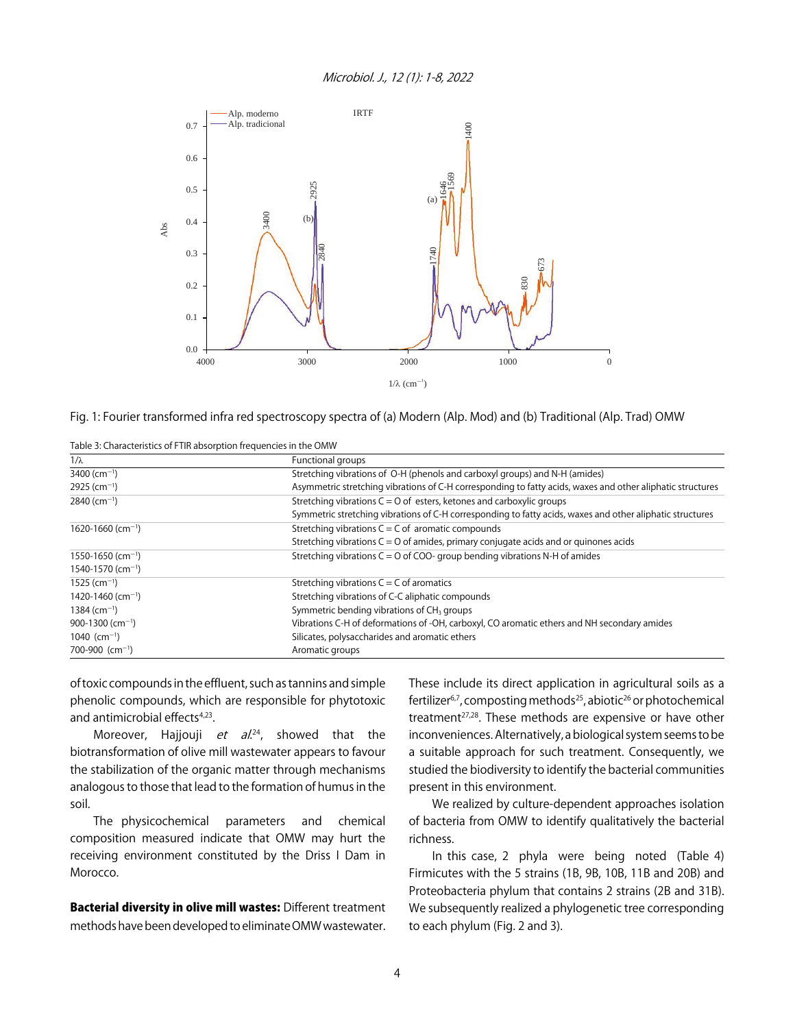Fig. 1: Fourier transformed infra red spectroscopy spectra of (a) Modern (Alp. Mod) and (b) Traditional (Alp. Trad) OMW

Table 3: Characteristics of FTIR absorption frequencies in the OMW

| 1/λ | Functional groups |
|---|---|
| 3400 ($cm^{-1}$) | Stretching vibrations of O-H (phenols and carboxyl groups) and N-H (amides) |
| 2925 ($cm^{-1}$) | Asymmetric stretching vibrations of C-H corresponding to fatty acids, waxes and other aliphatic structures |
| 2840 ($cm^{-1}$) | Stretching vibrations C = O of esters, ketones and carboxylic groups<br>Symmetric stretching vibrations of C-H corresponding to fatty acids, waxes and other aliphatic structures |
| 1620-1660 ($cm^{-1}$) | Stretching vibrations C = C of aromatic compounds<br>Stretching vibrations C = O of amides, primary conjugate acids and or quinones acids |
| 1550-1650 ($cm^{-1}$)<br>1540-1570 ($cm^{-1}$) | Stretching vibrations C = O of COO- group bending vibrations N-H of amides |
| 1525 ($cm^{-1}$) | Stretching vibrations C = C of aromatics |
| 1420-1460 ($cm^{-1}$) | Stretching vibrations of C-C aliphatic compounds |
| 1384 ($cm^{-1}$) | Symmetric bending vibrations of $CH_3$ groups |
| 900-1300 ($cm^{-1}$) | Vibrations C-H of deformations of -OH, carboxyl, CO aromatic ethers and NH secondary amides |
| 1040 ($cm^{-1}$) | Silicates, polysaccharides and aromatic ethers |
| 700-900 ($cm^{-1}$) | Aromatic groups |

of toxic compounds in the effluent, such as tannins and simple phenolic compounds, which are responsible for phytotoxic and antimicrobial effects[4,23].

Moreover, Hajjouji *et al.*[24], showed that the biotransformation of olive mill wastewater appears to favour the stabilization of the organic matter through mechanisms analogous to those that lead to the formation of humus in the soil.

The physicochemical parameters and chemical composition measured indicate that OMW may hurt the receiving environment constituted by the Driss I Dam in Morocco.

**Bacterial diversity in olive mill wastes:** Different treatment methods have been developed to eliminate OMW wastewater. These include its direct application in agricultural soils as a fertilizer[6,7], composting methods[25], abiotic[26] or photochemical treatment[27,28]. These methods are expensive or have other inconveniences. Alternatively, a biological system seems to be a suitable approach for such treatment. Consequently, we studied the biodiversity to identify the bacterial communities present in this environment.

We realized by culture-dependent approaches isolation of bacteria from OMW to identify qualitatively the bacterial richness.

In this case, 2 phyla were being noted (Table 4) Firmicutes with the 5 strains (1B, 9B, 10B, 11B and 20B) and Proteobacteria phylum that contains 2 strains (2B and 31B). We subsequently realized a phylogenetic tree corresponding to each phylum (Fig. 2 and 3).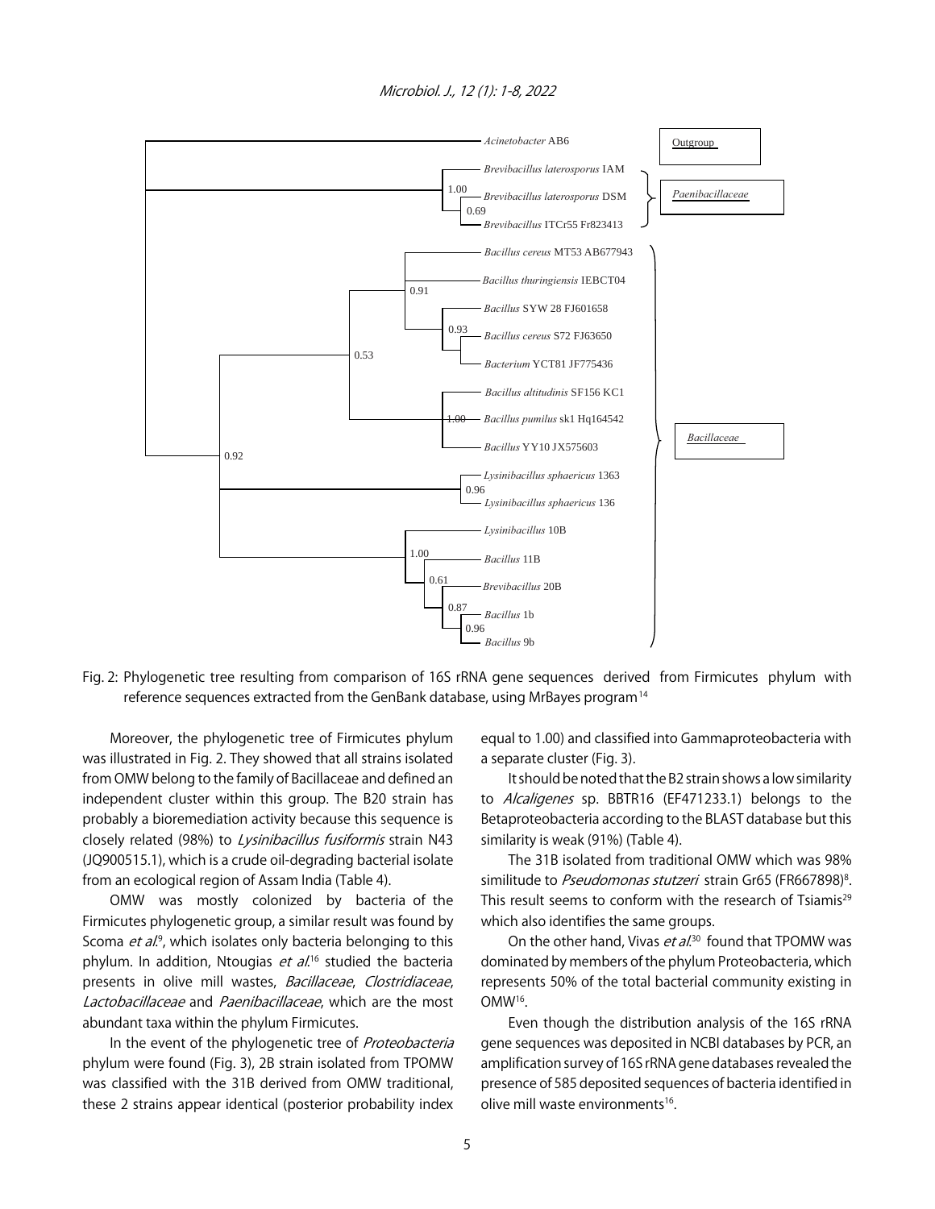Fig. 2: Phylogenetic tree resulting from comparison of 16S rRNA gene sequences derived from Firmicutes phylum with reference sequences extracted from the GenBank database, using MrBayes program[14]

Moreover, the phylogenetic tree of Firmicutes phylum was illustrated in Fig. 2. They showed that all strains isolated from OMW belong to the family of Bacillaceae and defined an independent cluster within this group. The B20 strain has probably a bioremediation activity because this sequence is closely related (98%) to *Lysinibacillus fusiformis* strain N43 (JQ900515.1), which is a crude oil-degrading bacterial isolate from an ecological region of Assam India (Table 4).

OMW was mostly colonized by bacteria of the Firmicutes phylogenetic group, a similar result was found by Scoma *et al.*[9], which isolates only bacteria belonging to this phylum. In addition, Ntougias *et al.*[16] studied the bacteria presents in olive mill wastes, *Bacillaceae*, *Clostridiaceae*, *Lactobacillaceae* and *Paenibacillaceae*, which are the most abundant taxa within the phylum Firmicutes.

In the event of the phylogenetic tree of *Proteobacteria* phylum were found (Fig. 3), 2B strain isolated from TPOMW was classified with the 31B derived from OMW traditional, these 2 strains appear identical (posterior probability index equal to 1.00) and classified into Gammaproteobacteria with a separate cluster (Fig. 3).

It should be noted that the B2 strain shows a low similarity to *Alcaligenes* sp. BBTR16 (EF471233.1) belongs to the Betaproteobacteria according to the BLAST database but this similarity is weak (91%) (Table 4).

The 31B isolated from traditional OMW which was 98% similitude to *Pseudomonas stutzeri* strain Gr65 (FR667898)[8]. This result seems to conform with the research of Tsiamis[29] which also identifies the same groups.

On the other hand, Vivas *et al.*[30] found that TPOMW was dominated by members of the phylum Proteobacteria, which represents 50% of the total bacterial community existing in OMW[16].

Even though the distribution analysis of the 16S rRNA gene sequences was deposited in NCBI databases by PCR, an amplification survey of 16S rRNA gene databases revealed the presence of 585 deposited sequences of bacteria identified in olive mill waste environments[16].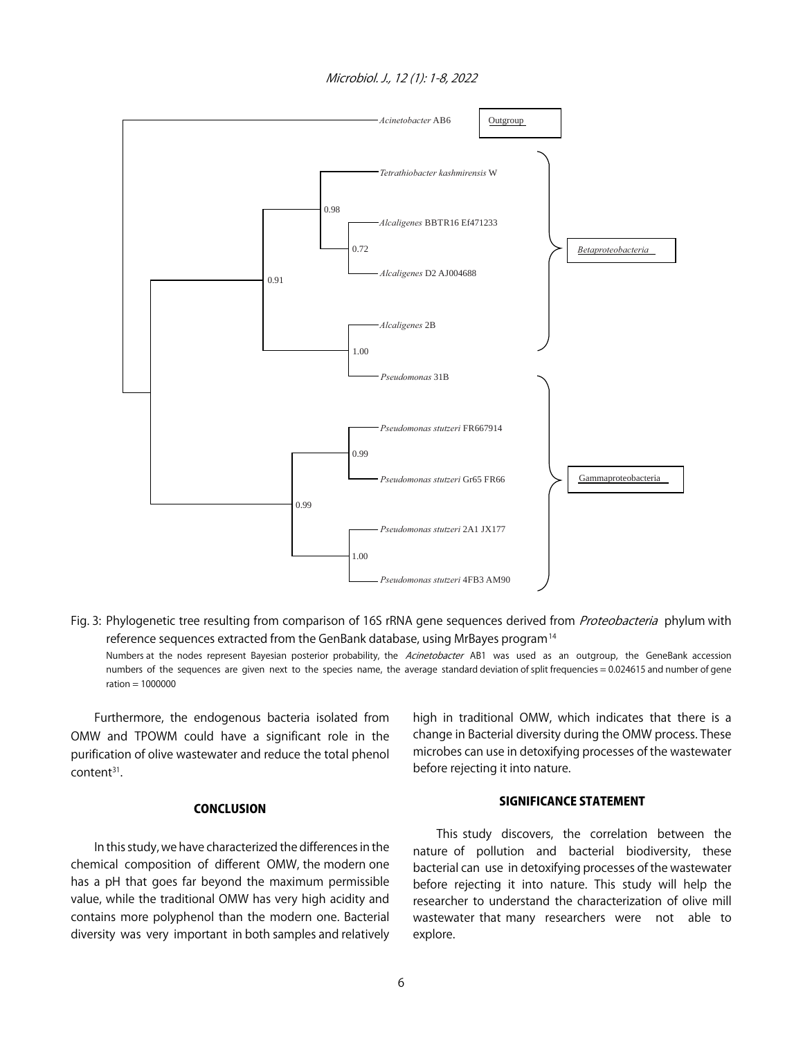Fig. 3: Phylogenetic tree resulting from comparison of 16S rRNA gene sequences derived from *Proteobacteria* phylum with reference sequences extracted from the GenBank database, using MrBayes program[14]

Numbers at the nodes represent Bayesian posterior probability, the *Acinetobacter* AB1 was used as an outgroup, the GeneBank accession numbers of the sequences are given next to the species name, the average standard deviation of split frequencies = 0.024615 and number of gene ration = 1000000

Furthermore, the endogenous bacteria isolated from OMW and TPOWM could have a significant role in the purification of olive wastewater and reduce the total phenol content[31].

## CONCLUSION

In this study, we have characterized the differences in the chemical composition of different OMW, the modern one has a pH that goes far beyond the maximum permissible value, while the traditional OMW has very high acidity and contains more polyphenol than the modern one. Bacterial diversity was very important in both samples and relatively high in traditional OMW, which indicates that there is a change in Bacterial diversity during the OMW process. These microbes can use in detoxifying processes of the wastewater before rejecting it into nature.

## SIGNIFICANCE STATEMENT

This study discovers, the correlation between the nature of pollution and bacterial biodiversity, these bacterial can use in detoxifying processes of the wastewater before rejecting it into nature. This study will help the researcher to understand the characterization of olive mill wastewater that many researchers were not able to explore.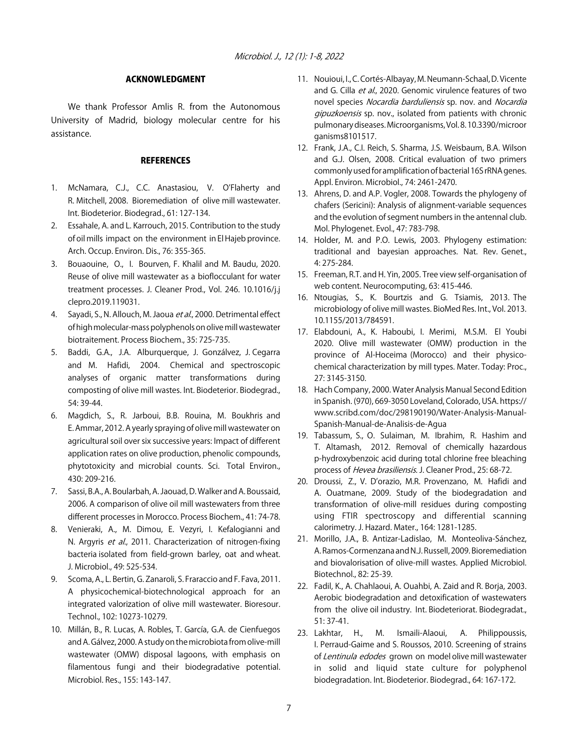## ACKNOWLEDGMENT

We thank Professor Amlis R. from the Autonomous University of Madrid, biology molecular centre for his assistance.

## REFERENCES

1. McNamara, C.J., C.C. Anastasiou, V. O'Flaherty and R. Mitchell, 2008. Bioremediation of olive mill wastewater. Int. Biodeterior. Biodegrad., 61: 127-134.
2. Essahale, A. and L. Karrouch, 2015. Contribution to the study of oil mills impact on the environment in El Hajeb province. Arch. Occup. Environ. Dis., 76: 355-365.
3. Bouaouine, O., I. Bourven, F. Khalil and M. Baudu, 2020. Reuse of olive mill wastewater as a bioflocculant for water treatment processes. J. Cleaner Prod., Vol. 246. 10.1016/j.jclepro.2019.119031.
4. Sayadi, S., N. Allouch, M. Jaoua *et al*., 2000. Detrimental effect of high molecular-mass polyphenols on olive mill wastewater biotraitement. Process Biochem., 35: 725-735.
5. Baddi, G.A., J.A. Alburquerque, J. Gonzálvez, J. Cegarra and M. Hafidi, 2004. Chemical and spectroscopic analyses of organic matter transformations during composting of olive mill wastes. Int. Biodeterior. Biodegrad., 54: 39-44.
6. Magdich, S., R. Jarboui, B.B. Rouina, M. Boukhris and E. Ammar, 2012. A yearly spraying of olive mill wastewater on agricultural soil over six successive years: Impact of different application rates on olive production, phenolic compounds, phytotoxicity and microbial counts. Sci. Total Environ., 430: 209-216.
7. Sassi, B.A., A. Boularbah, A. Jaouad, D. Walker and A. Boussaid, 2006. A comparison of olive oil mill wastewaters from three different processes in Morocco. Process Biochem., 41: 74-78.
8. Venieraki, A., M. Dimou, E. Vezyri, I. Kefalogianni and N. Argyris *et al*., 2011. Characterization of nitrogen-fixing bacteria isolated from field-grown barley, oat and wheat. J. Microbiol., 49: 525-534.
9. Scoma, A., L. Bertin, G. Zanaroli, S. Fraraccio and F. Fava, 2011. A physicochemical-biotechnological approach for an integrated valorization of olive mill wastewater. Bioresour. Technol., 102: 10273-10279.
10. Millán, B., R. Lucas, A. Robles, T. García, G.A. de Cienfuegos and A. Gálvez, 2000. A study on the microbiota from olive-mill wastewater (OMW) disposal lagoons, with emphasis on filamentous fungi and their biodegradative potential. Microbiol. Res., 155: 143-147.
11. Nouioui, I., C. Cortés-Albayay, M. Neumann-Schaal, D. Vicente and G. Cilla *et al*., 2020. Genomic virulence features of two novel species *Nocardia barduliensis* sp. nov. and *Nocardia gipuzkoensis* sp. nov., isolated from patients with chronic pulmonary diseases. Microorganisms, Vol. 8. 10.3390/microorganisms8101517.
12. Frank, J.A., C.I. Reich, S. Sharma, J.S. Weisbaum, B.A. Wilson and G.J. Olsen, 2008. Critical evaluation of two primers commonly used for amplification of bacterial 16S rRNA genes. Appl. Environ. Microbiol., 74: 2461-2470.
13. Ahrens, D. and A.P. Vogler, 2008. Towards the phylogeny of chafers (Sericini): Analysis of alignment-variable sequences and the evolution of segment numbers in the antennal club. Mol. Phylogenet. Evol., 47: 783-798.
14. Holder, M. and P.O. Lewis, 2003. Phylogeny estimation: traditional and bayesian approaches. Nat. Rev. Genet., 4: 275-284.
15. Freeman, R.T. and H. Yin, 2005. Tree view self-organisation of web content. Neurocomputing, 63: 415-446.
16. Ntougias, S., K. Bourtzis and G. Tsiamis, 2013. The microbiology of olive mill wastes. BioMed Res. Int., Vol. 2013. 10.1155/2013/784591.
17. Elabdouni, A., K. Haboubi, I. Merimi, M.S.M. El Youbi 2020. Olive mill wastewater (OMW) production in the province of Al-Hoceima (Morocco) and their physico-chemical characterization by mill types. Mater. Today: Proc., 27: 3145-3150.
18. Hach Company, 2000. Water Analysis Manual Second Edition in Spanish. (970), 669-3050 Loveland, Colorado, USA. https://www.scribd.com/doc/298190190/Water-Analysis-Manual-Spanish-Manual-de-Analisis-de-Agua
19. Tabassum, S., O. Sulaiman, M. Ibrahim, R. Hashim and T. Altamash, 2012. Removal of chemically hazardous p-hydroxybenzoic acid during total chlorine free bleaching process of *Hevea brasiliensis*. J. Cleaner Prod., 25: 68-72.
20. Droussi, Z., V. D'orazio, M.R. Provenzano, M. Hafidi and A. Ouatmane, 2009. Study of the biodegradation and transformation of olive-mill residues during composting using FTIR spectroscopy and differential scanning calorimetry. J. Hazard. Mater., 164: 1281-1285.
21. Morillo, J.A., B. Antizar-Ladislao, M. Monteoliva-Sánchez, A. Ramos-Cormenzana and N.J. Russell, 2009. Bioremediation and biovalorisation of olive-mill wastes. Applied Microbiol. Biotechnol., 82: 25-39.
22. Fadil, K., A. Chahlaoui, A. Ouahbi, A. Zaid and R. Borja, 2003. Aerobic biodegradation and detoxification of wastewaters from the olive oil industry. Int. Biodeteriorat. Biodegradat., 51: 37-41.
23. Lakhtar, H., M. Ismaili-Alaoui, A. Philippoussis, I. Perraud-Gaime and S. Roussos, 2010. Screening of strains of *Lentinula edodes* grown on model olive mill wastewater in solid and liquid state culture for polyphenol biodegradation. Int. Biodeterior. Biodegrad., 64: 167-172.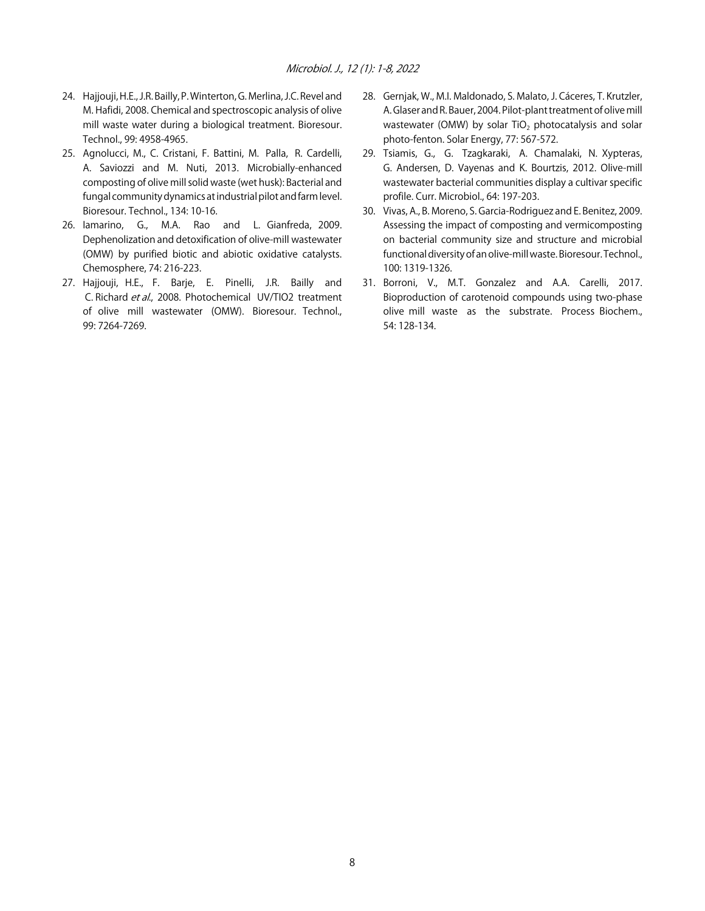24. Hajjouji, H.E., J.R. Bailly, P. Winterton, G. Merlina, J.C. Revel and M. Hafidi, 2008. Chemical and spectroscopic analysis of olive mill waste water during a biological treatment. Bioresour. Technol., 99: 4958-4965.
25. Agnolucci, M., C. Cristani, F. Battini, M. Palla, R. Cardelli, A. Saviozzi and M. Nuti, 2013. Microbially-enhanced composting of olive mill solid waste (wet husk): Bacterial and fungal community dynamics at industrial pilot and farm level. Bioresour. Technol., 134: 10-16.
26. Iamarino, G., M.A. Rao and L. Gianfreda, 2009. Dephenolization and detoxification of olive-mill wastewater (OMW) by purified biotic and abiotic oxidative catalysts. Chemosphere, 74: 216-223.
27. Hajjouji, H.E., F. Barje, E. Pinelli, J.R. Bailly and C. Richard *et al*., 2008. Photochemical UV/TIO2 treatment of olive mill wastewater (OMW). Bioresour. Technol., 99: 7264-7269.
28. Gernjak, W., M.I. Maldonado, S. Malato, J. Cáceres, T. Krutzler, A. Glaser and R. Bauer, 2004. Pilot-plant treatment of olive mill wastewater (OMW) by solar $TiO_2$ photocatalysis and solar photo-fenton. Solar Energy, 77: 567-572.
29. Tsiamis, G., G. Tzagkaraki, A. Chamalaki, N. Xypteras, G. Andersen, D. Vayenas and K. Bourtzis, 2012. Olive-mill wastewater bacterial communities display a cultivar specific profile. Curr. Microbiol., 64: 197-203.
30. Vivas, A., B. Moreno, S. Garcia-Rodriguez and E. Benitez, 2009. Assessing the impact of composting and vermicomposting on bacterial community size and structure and microbial functional diversity of an olive-mill waste. Bioresour. Technol., 100: 1319-1326.
31. Borroni, V., M.T. Gonzalez and A.A. Carelli, 2017. Bioproduction of carotenoid compounds using two-phase olive mill waste as the substrate. Process Biochem., 54: 128-134.